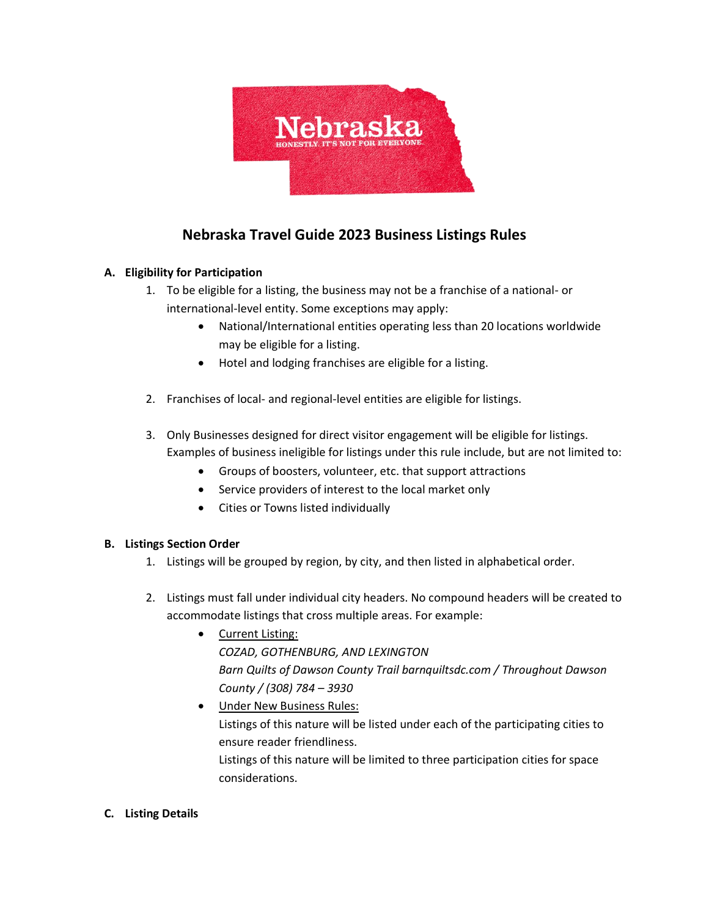# Nebraska Travel Guide 2023 Business Listings Rules

**A. Eligibility for Participation**

1. To be eligible for a listing, the business may not be a franchise of a national- or international-level entity. Some exceptions may apply:
   - National/International entities operating less than 20 locations worldwide may be eligible for a listing.
   - Hotel and lodging franchises are eligible for a listing.

2. Franchises of local- and regional-level entities are eligible for listings.

3. Only Businesses designed for direct visitor engagement will be eligible for listings. Examples of business ineligible for listings under this rule include, but are not limited to:
   - Groups of boosters, volunteer, etc. that support attractions
   - Service providers of interest to the local market only
   - Cities or Towns listed individually

**B. Listings Section Order**

1. Listings will be grouped by region, by city, and then listed in alphabetical order.

2. Listings must fall under individual city headers. No compound headers will be created to accommodate listings that cross multiple areas. For example:
   - Current Listing:
     *COZAD, GOTHENBURG, AND LEXINGTON*
     *Barn Quilts of Dawson County Trail barnquiltsdc.com / Throughout Dawson County / (308) 784 – 3930*
   - Under New Business Rules:
     Listings of this nature will be listed under each of the participating cities to ensure reader friendliness.
     Listings of this nature will be limited to three participation cities for space considerations.

**C. Listing Details**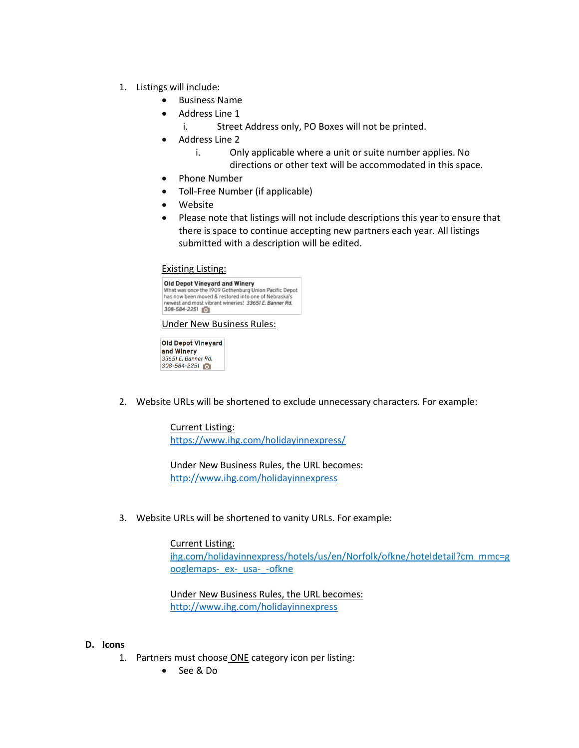1. Listings will include:
    - Business Name
    - Address Line 1
        - i. Street Address only, PO Boxes will not be printed.
    - Address Line 2
        - i. Only applicable where a unit or suite number applies. No directions or other text will be accommodated in this space.
    - Phone Number
    - Toll-Free Number (if applicable)
    - Website
    - Please note that listings will not include descriptions this year to ensure that there is space to continue accepting new partners each year. All listings submitted with a description will be edited.

    Existing Listing:

    **Old Depot Vineyard and Winery**
    What was once the 1909 Gothenburg Union Pacific Depot has now been moved & restored into one of Nebraska's newest and most vibrant wineries! *33651 E. Banner Rd. 308-584-2251*

    Under New Business Rules:

    **Old Depot Vineyard and Winery**
    *33651 E. Banner Rd.*
    *308-584-2251*

2. Website URLs will be shortened to exclude unnecessary characters. For example:

    Current Listing:
    https://www.ihg.com/holidayinnexpress/

    Under New Business Rules, the URL becomes:
    http://www.ihg.com/holidayinnexpress

3. Website URLs will be shortened to vanity URLs. For example:

    Current Listing:
    ihg.com/holidayinnexpress/hotels/us/en/Norfolk/ofkne/hoteldetail?cm_mmc=googlemaps-_ex-_usa-_-ofkne

    Under New Business Rules, the URL becomes:
    http://www.ihg.com/holidayinnexpress

## D. Icons

1. Partners must choose ONE category icon per listing:
    - See & Do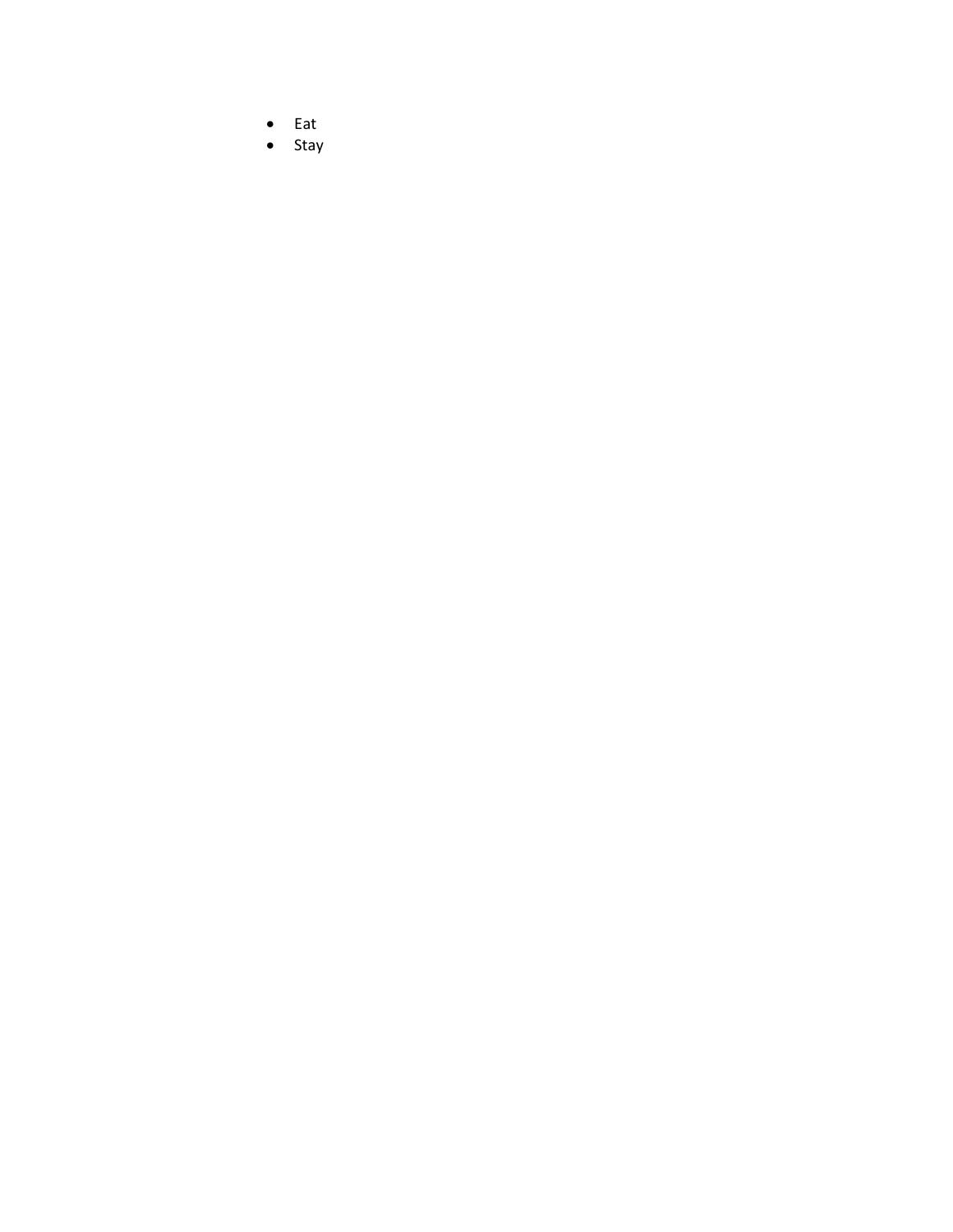- Eat
- Stay